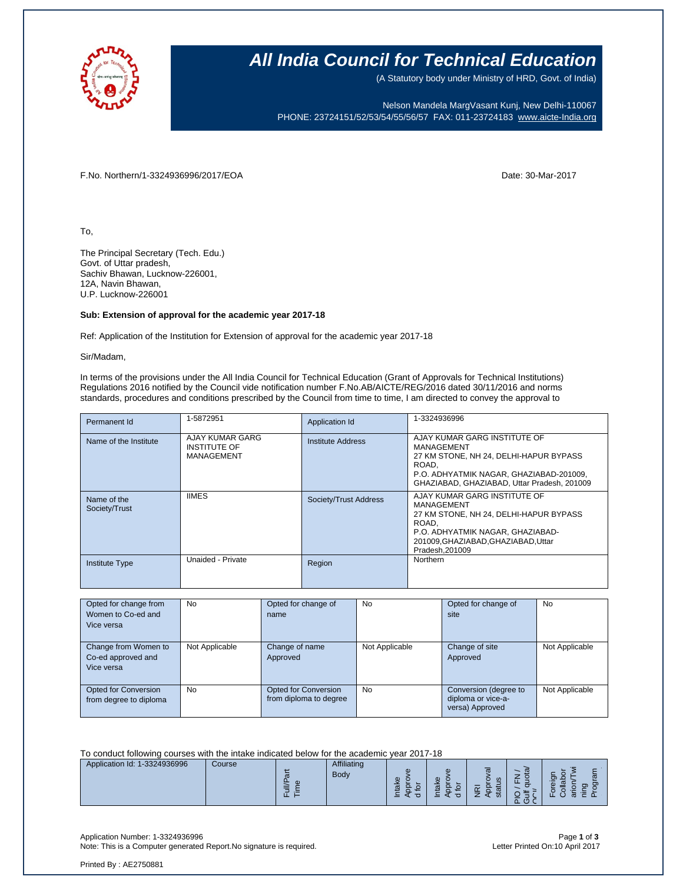# All India Council for Technical Education

(A Statutory body under Ministry of HRD, Govt. of India)

Nelson Mandela MargVasant Kunj, New Delhi-110067
PHONE: 23724151/52/53/54/55/56/57 FAX: 011-23724183 www.aicte-India.org

F.No. Northern/1-3324936996/2017/EOA

Date: 30-Mar-2017

To,

The Principal Secretary (Tech. Edu.)
Govt. of Uttar pradesh,
Sachiv Bhawan, Lucknow-226001,
12A, Navin Bhawan,
U.P. Lucknow-226001

**Sub: Extension of approval for the academic year 2017-18**

Ref: Application of the Institution for Extension of approval for the academic year 2017-18

Sir/Madam,

In terms of the provisions under the All India Council for Technical Education (Grant of Approvals for Technical Institutions) Regulations 2016 notified by the Council vide notification number F.No.AB/AICTE/REG/2016 dated 30/11/2016 and norms standards, procedures and conditions prescribed by the Council from time to time, I am directed to convey the approval to

| | | | |
|---|---|---|---|
| Permanent Id | 1-5872951 | Application Id | 1-3324936996 |
| Name of the Institute | AJAY KUMAR GARG INSTITUTE OF MANAGEMENT | Institute Address | AJAY KUMAR GARG INSTITUTE OF MANAGEMENT 27 KM STONE, NH 24, DELHI-HAPUR BYPASS ROAD, P.O. ADHYATMIK NAGAR, GHAZIABAD-201009, GHAZIABAD, GHAZIABAD, Uttar Pradesh, 201009 |
| Name of the Society/Trust | IIMES | Society/Trust Address | AJAY KUMAR GARG INSTITUTE OF MANAGEMENT 27 KM STONE, NH 24, DELHI-HAPUR BYPASS ROAD, P.O. ADHYATMIK NAGAR, GHAZIABAD-201009,GHAZIABAD,GHAZIABAD,Uttar Pradesh,201009 |
| Institute Type | Unaided - Private | Region | Northern |

| | | | | | |
|---|---|---|---|---|---|
| Opted for change from Women to Co-ed and Vice versa | No | Opted for change of name | No | Opted for change of site | No |
| Change from Women to Co-ed approved and Vice versa | Not Applicable | Change of name Approved | Not Applicable | Change of site Approved | Not Applicable |
| Opted for Conversion from degree to diploma | No | Opted for Conversion from diploma to degree | No | Conversion (degree to diploma or vice-a-versa) Approved | Not Applicable |

To conduct following courses with the intake indicated below for the academic year 2017-18

| Application Id: 1-3324936996 | Course | Full/Part Time | Affiliating Body | Intake Approved for | Intake Approved for | NRI Approval status | PIO / FN / Gulf quota/ OCI | Foreign Collaboration/Twining Program |
|---|---|---|---|---|---|---|---|---|

Application Number: 1-3324936996
Note: This is a Computer generated Report.No signature is required.

Letter Printed On:10 April 2017

Printed By : AE2750881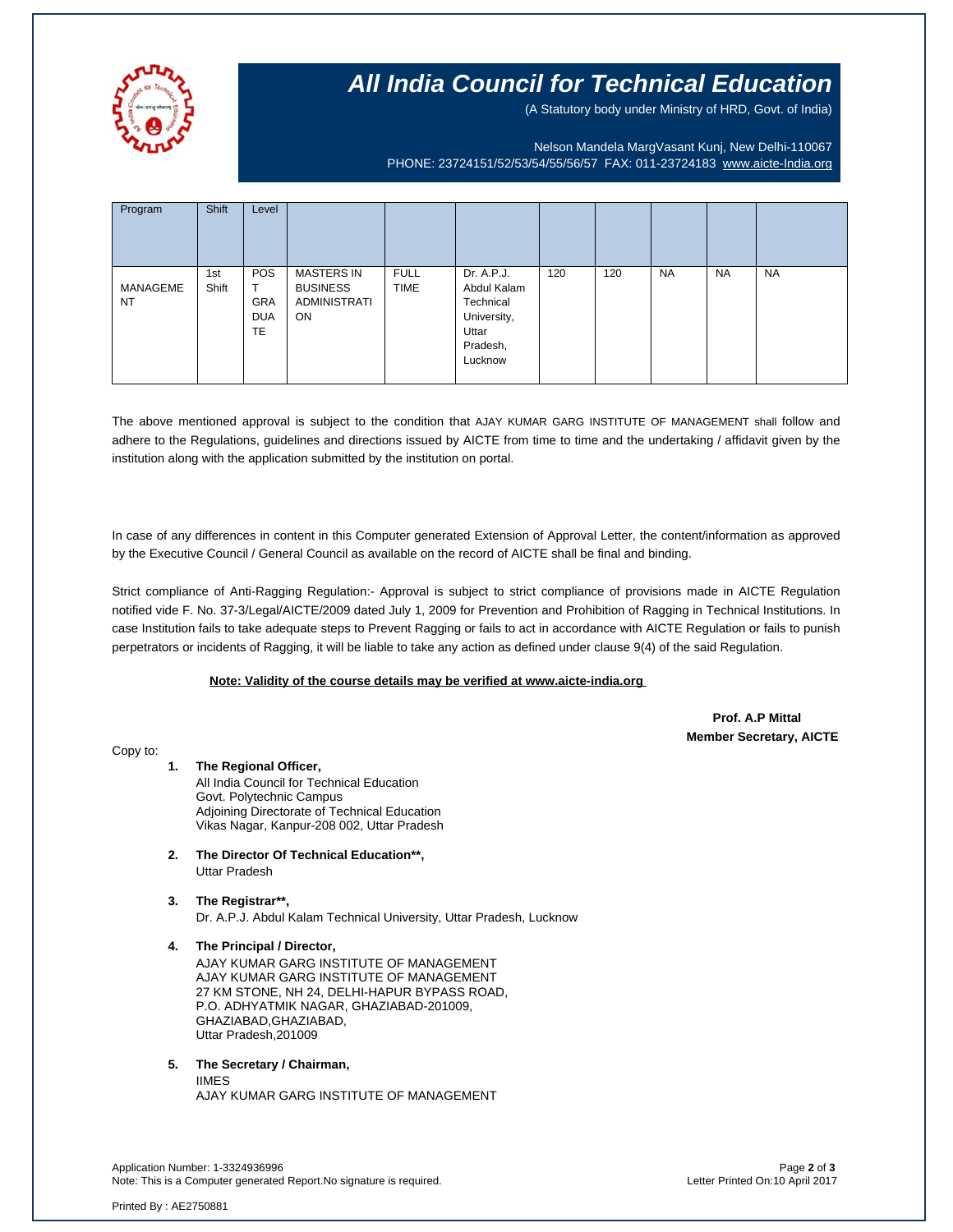# All India Council for Technical Education

(A Statutory body under Ministry of HRD, Govt. of India)

Nelson Mandela MargVasant Kunj, New Delhi-110067
PHONE: 23724151/52/53/54/55/56/57 FAX: 011-23724183 www.aicte-India.org

| Program | Shift | Level | | | | | | | | |
|---|---|---|---|---|---|---|---|---|---|---|
| MANAGEMENT | 1st Shift | POST GRADUATE | MASTERS IN BUSINESS ADMINISTRATION | FULL TIME | Dr. A.P.J. Abdul Kalam Technical University, Uttar Pradesh, Lucknow | 120 | 120 | NA | NA | NA |

The above mentioned approval is subject to the condition that AJAY KUMAR GARG INSTITUTE OF MANAGEMENT shall follow and adhere to the Regulations, guidelines and directions issued by AICTE from time to time and the undertaking / affidavit given by the institution along with the application submitted by the institution on portal.

In case of any differences in content in this Computer generated Extension of Approval Letter, the content/information as approved by the Executive Council / General Council as available on the record of AICTE shall be final and binding.

Strict compliance of Anti-Ragging Regulation:- Approval is subject to strict compliance of provisions made in AICTE Regulation notified vide F. No. 37-3/Legal/AICTE/2009 dated July 1, 2009 for Prevention and Prohibition of Ragging in Technical Institutions. In case Institution fails to take adequate steps to Prevent Ragging or fails to act in accordance with AICTE Regulation or fails to punish perpetrators or incidents of Ragging, it will be liable to take any action as defined under clause 9(4) of the said Regulation.

**Note: Validity of the course details may be verified at www.aicte-india.org**

**Prof. A.P Mittal**
**Member Secretary, AICTE**

Copy to:

1. **The Regional Officer,**
   All India Council for Technical Education
   Govt. Polytechnic Campus
   Adjoining Directorate of Technical Education
   Vikas Nagar, Kanpur-208 002, Uttar Pradesh

2. **The Director Of Technical Education\*\*,**
   Uttar Pradesh

3. **The Registrar\*\*,**
   Dr. A.P.J. Abdul Kalam Technical University, Uttar Pradesh, Lucknow

4. **The Principal / Director,**
   AJAY KUMAR GARG INSTITUTE OF MANAGEMENT
   AJAY KUMAR GARG INSTITUTE OF MANAGEMENT
   27 KM STONE, NH 24, DELHI-HAPUR BYPASS ROAD,
   P.O. ADHYATMIK NAGAR, GHAZIABAD-201009,
   GHAZIABAD,GHAZIABAD,
   Uttar Pradesh,201009

5. **The Secretary / Chairman,**
   IIMES
   AJAY KUMAR GARG INSTITUTE OF MANAGEMENT

Application Number: 1-3324936996
Note: This is a Computer generated Report.No signature is required.

Letter Printed On:10 April 2017

Printed By : AE2750881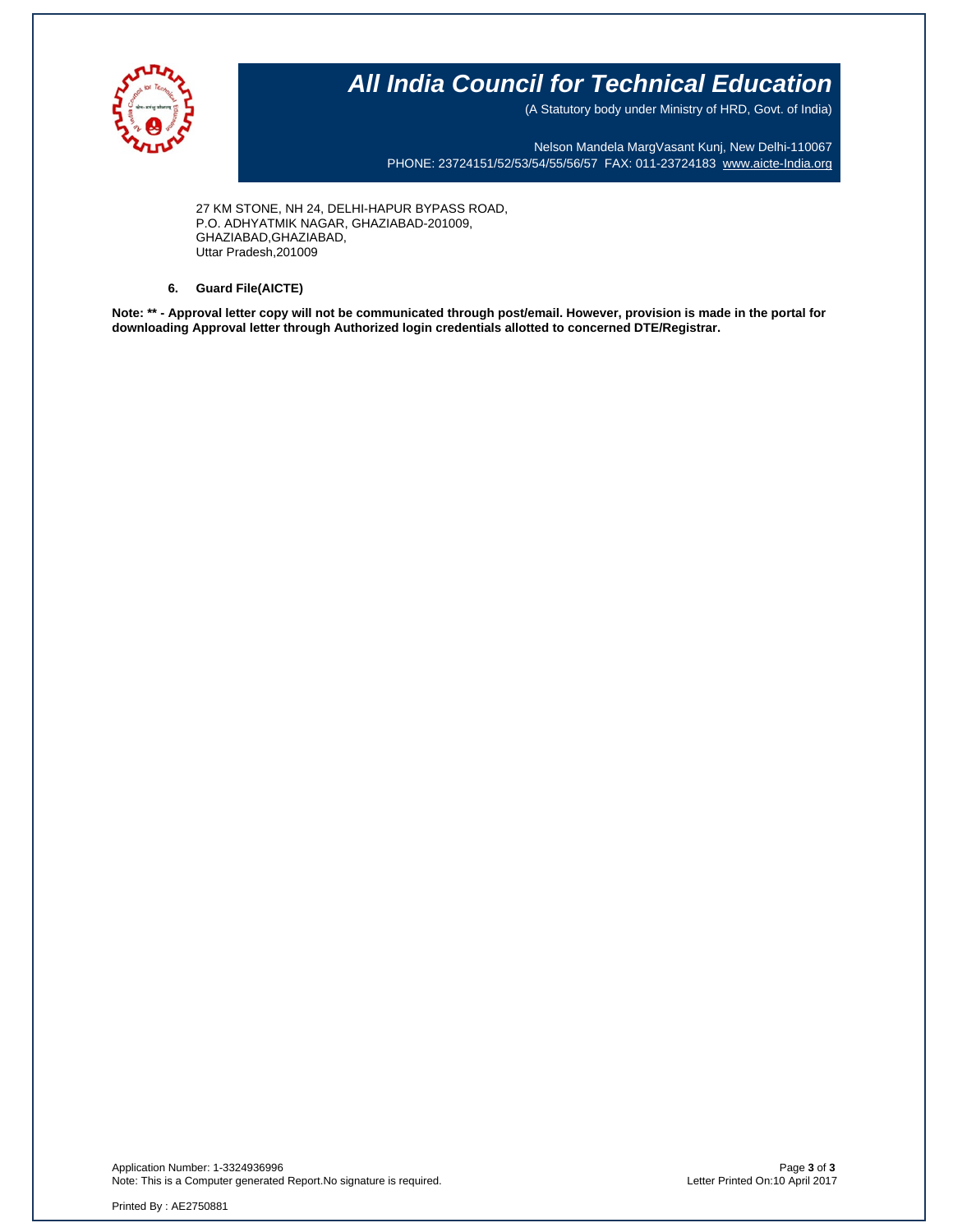27 KM STONE, NH 24, DELHI-HAPUR BYPASS ROAD,
P.O. ADHYATMIK NAGAR, GHAZIABAD-201009,
GHAZIABAD,GHAZIABAD,
Uttar Pradesh,201009

6. **Guard File(AICTE)**

**Note: ** - Approval letter copy will not be communicated through post/email. However, provision is made in the portal for downloading Approval letter through Authorized login credentials allotted to concerned DTE/Registrar.**

Application Number: 1-3324936996
Note: This is a Computer generated Report.No signature is required.

Letter Printed On:10 April 2017

Printed By : AE2750881